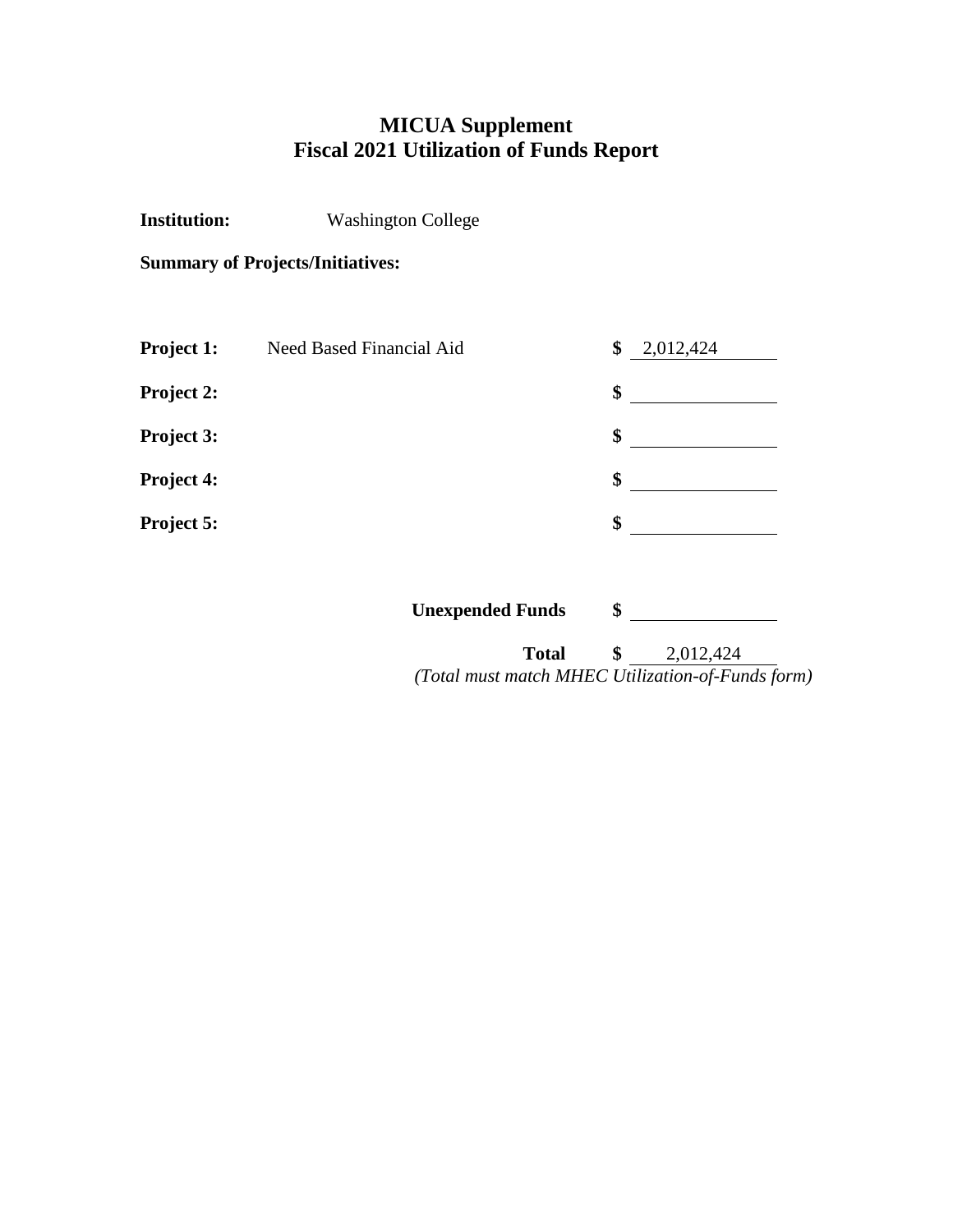# MICUA Supplement
## Fiscal 2021 Utilization of Funds Report

**Institution:** Washington College

**Summary of Projects/Initiatives:**

| | | | |
|---|---|---|---|
| **Project 1:** | Need Based Financial Aid | **$** | 2,012,424 |
| **Project 2:** | | **$** | |
| **Project 3:** | | **$** | |
| **Project 4:** | | **$** | |
| **Project 5:** | | **$** | |
| | **Unexpended Funds** | **$** | |
| | **Total** | **$** | 2,012,424 |

*(Total must match MHEC Utilization-of-Funds form)*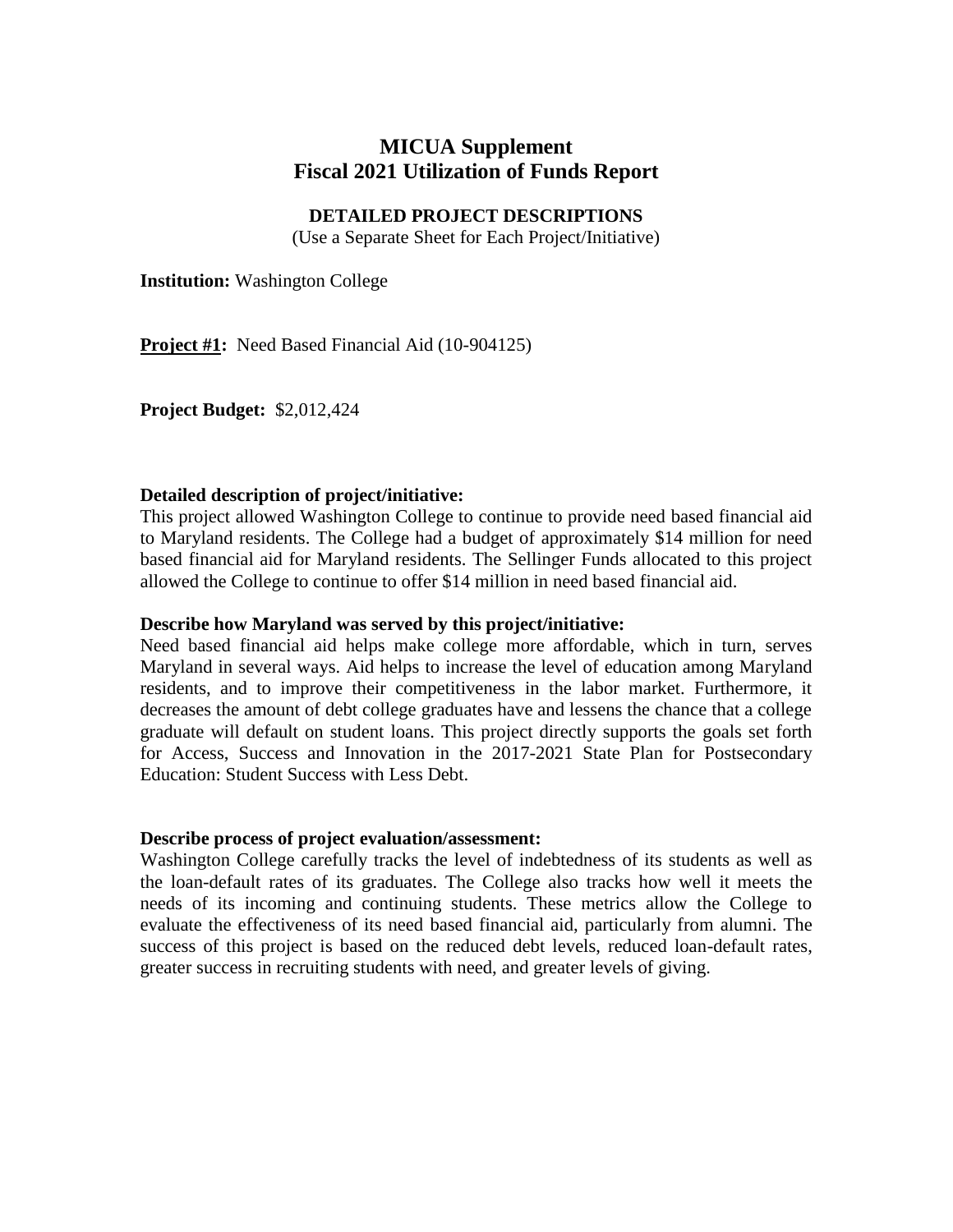# MICUA Supplement
# Fiscal 2021 Utilization of Funds Report

## DETAILED PROJECT DESCRIPTIONS

(Use a Separate Sheet for Each Project/Initiative)

**Institution:** Washington College

**<u>Project #1</u>:** Need Based Financial Aid (10-904125)

**Project Budget:** $2,012,424

**Detailed description of project/initiative:**

This project allowed Washington College to continue to provide need based financial aid to Maryland residents. The College had a budget of approximately $14 million for need based financial aid for Maryland residents. The Sellinger Funds allocated to this project allowed the College to continue to offer $14 million in need based financial aid.

**Describe how Maryland was served by this project/initiative:**

Need based financial aid helps make college more affordable, which in turn, serves Maryland in several ways. Aid helps to increase the level of education among Maryland residents, and to improve their competitiveness in the labor market. Furthermore, it decreases the amount of debt college graduates have and lessens the chance that a college graduate will default on student loans. This project directly supports the goals set forth for Access, Success and Innovation in the 2017-2021 State Plan for Postsecondary Education: Student Success with Less Debt.

**Describe process of project evaluation/assessment:**

Washington College carefully tracks the level of indebtedness of its students as well as the loan-default rates of its graduates. The College also tracks how well it meets the needs of its incoming and continuing students. These metrics allow the College to evaluate the effectiveness of its need based financial aid, particularly from alumni. The success of this project is based on the reduced debt levels, reduced loan-default rates, greater success in recruiting students with need, and greater levels of giving.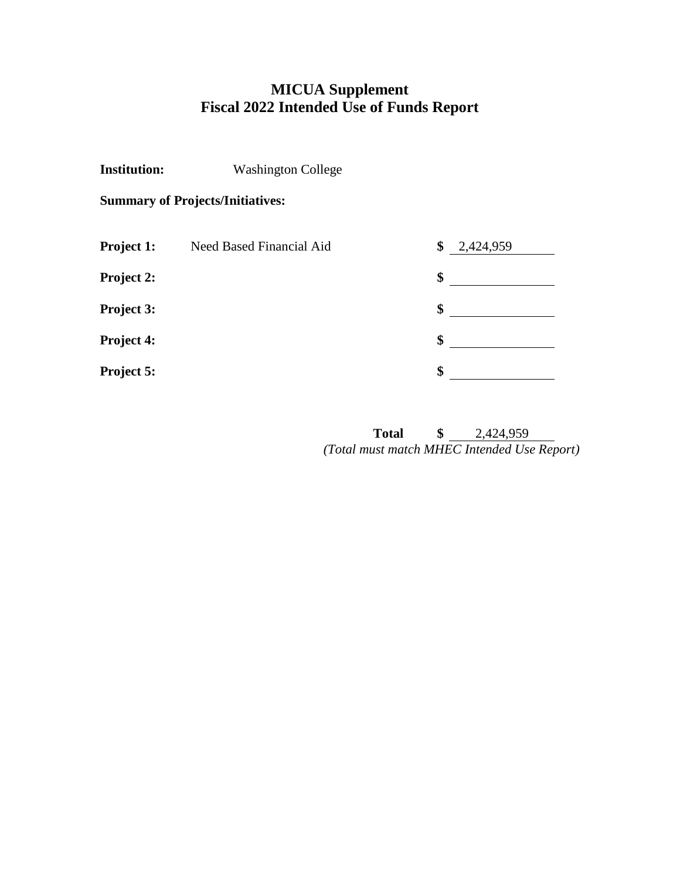# MICUA Supplement
# Fiscal 2022 Intended Use of Funds Report

**Institution:** Washington College

**Summary of Projects/Initiatives:**

| | | | |
|---|---|---|---|
| **Project 1:** | Need Based Financial Aid | **$** | 2,424,959 |
| **Project 2:** | | **$** | |
| **Project 3:** | | **$** | |
| **Project 4:** | | **$** | |
| **Project 5:** | | **$** | |

**Total** **$** 2,424,959

*(Total must match MHEC Intended Use Report)*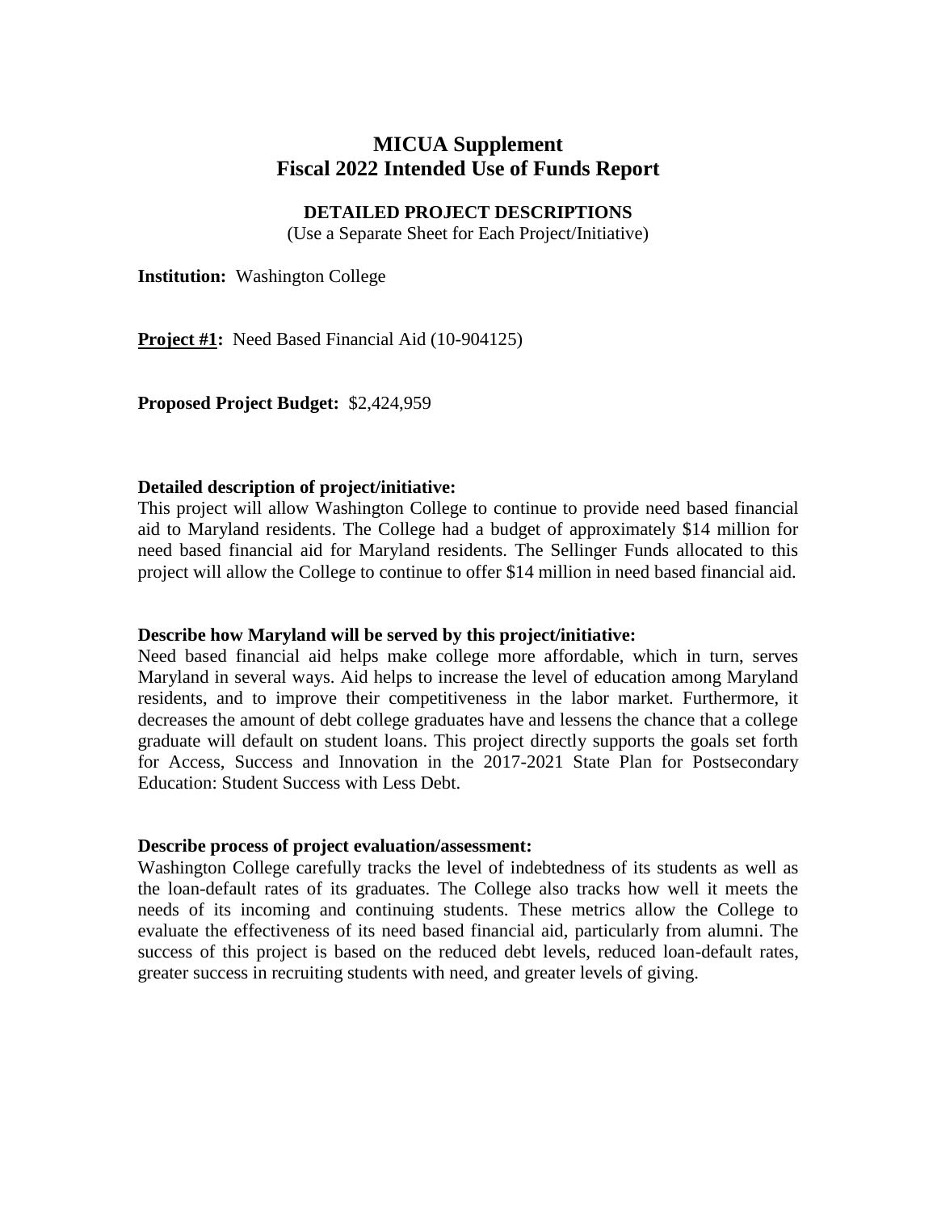# MICUA Supplement
# Fiscal 2022 Intended Use of Funds Report

### DETAILED PROJECT DESCRIPTIONS

(Use a Separate Sheet for Each Project/Initiative)

**Institution:** Washington College

**<u>Project #1</u>:** Need Based Financial Aid (10-904125)

**Proposed Project Budget:** $2,424,959

**Detailed description of project/initiative:**

This project will allow Washington College to continue to provide need based financial aid to Maryland residents. The College had a budget of approximately $14 million for need based financial aid for Maryland residents. The Sellinger Funds allocated to this project will allow the College to continue to offer $14 million in need based financial aid.

**Describe how Maryland will be served by this project/initiative:**

Need based financial aid helps make college more affordable, which in turn, serves Maryland in several ways. Aid helps to increase the level of education among Maryland residents, and to improve their competitiveness in the labor market. Furthermore, it decreases the amount of debt college graduates have and lessens the chance that a college graduate will default on student loans. This project directly supports the goals set forth for Access, Success and Innovation in the 2017-2021 State Plan for Postsecondary Education: Student Success with Less Debt.

**Describe process of project evaluation/assessment:**

Washington College carefully tracks the level of indebtedness of its students as well as the loan-default rates of its graduates. The College also tracks how well it meets the needs of its incoming and continuing students. These metrics allow the College to evaluate the effectiveness of its need based financial aid, particularly from alumni. The success of this project is based on the reduced debt levels, reduced loan-default rates, greater success in recruiting students with need, and greater levels of giving.